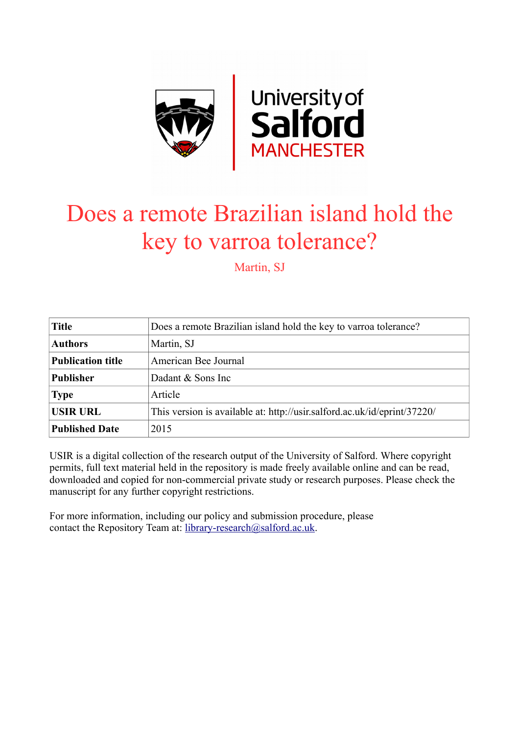# Does a remote Brazilian island hold the key to varroa tolerance?

Martin, SJ

| Title | Does a remote Brazilian island hold the key to varroa tolerance? |
|---|---|
| Authors | Martin, SJ |
| Publication title | American Bee Journal |
| Publisher | Dadant & Sons Inc |
| Type | Article |
| USIR URL | This version is available at: http://usir.salford.ac.uk/id/eprint/37220/ |
| Published Date | 2015 |

USIR is a digital collection of the research output of the University of Salford. Where copyright permits, full text material held in the repository is made freely available online and can be read, downloaded and copied for non-commercial private study or research purposes. Please check the manuscript for any further copyright restrictions.

For more information, including our policy and submission procedure, please contact the Repository Team at: library-research@salford.ac.uk.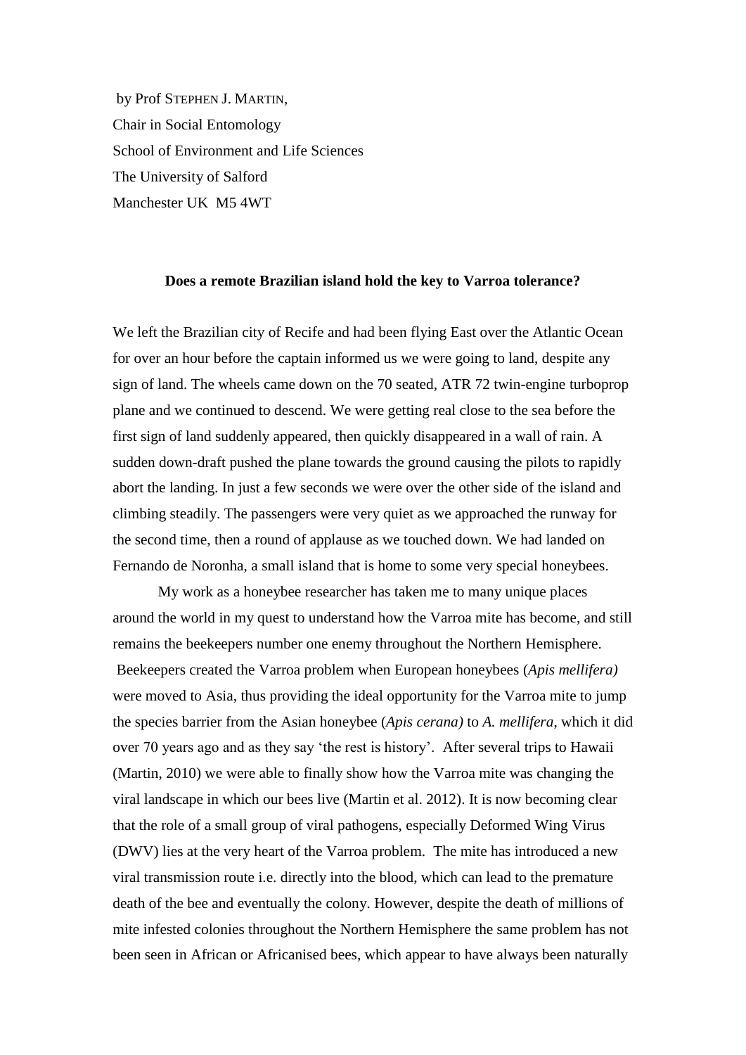by Prof STEPHEN J. MARTIN,
Chair in Social Entomology
School of Environment and Life Sciences
The University of Salford
Manchester UK M5 4WT

**Does a remote Brazilian island hold the key to Varroa tolerance?**

We left the Brazilian city of Recife and had been flying East over the Atlantic Ocean for over an hour before the captain informed us we were going to land, despite any sign of land. The wheels came down on the 70 seated, ATR 72 twin-engine turboprop plane and we continued to descend. We were getting real close to the sea before the first sign of land suddenly appeared, then quickly disappeared in a wall of rain. A sudden down-draft pushed the plane towards the ground causing the pilots to rapidly abort the landing. In just a few seconds we were over the other side of the island and climbing steadily. The passengers were very quiet as we approached the runway for the second time, then a round of applause as we touched down. We had landed on Fernando de Noronha, a small island that is home to some very special honeybees.

My work as a honeybee researcher has taken me to many unique places around the world in my quest to understand how the Varroa mite has become, and still remains the beekeepers number one enemy throughout the Northern Hemisphere. Beekeepers created the Varroa problem when European honeybees (*Apis mellifera)* were moved to Asia, thus providing the ideal opportunity for the Varroa mite to jump the species barrier from the Asian honeybee (*Apis cerana)* to *A. mellifera*, which it did over 70 years ago and as they say 'the rest is history'. After several trips to Hawaii (Martin, 2010) we were able to finally show how the Varroa mite was changing the viral landscape in which our bees live (Martin et al. 2012). It is now becoming clear that the role of a small group of viral pathogens, especially Deformed Wing Virus (DWV) lies at the very heart of the Varroa problem. The mite has introduced a new viral transmission route i.e. directly into the blood, which can lead to the premature death of the bee and eventually the colony. However, despite the death of millions of mite infested colonies throughout the Northern Hemisphere the same problem has not been seen in African or Africanised bees, which appear to have always been naturally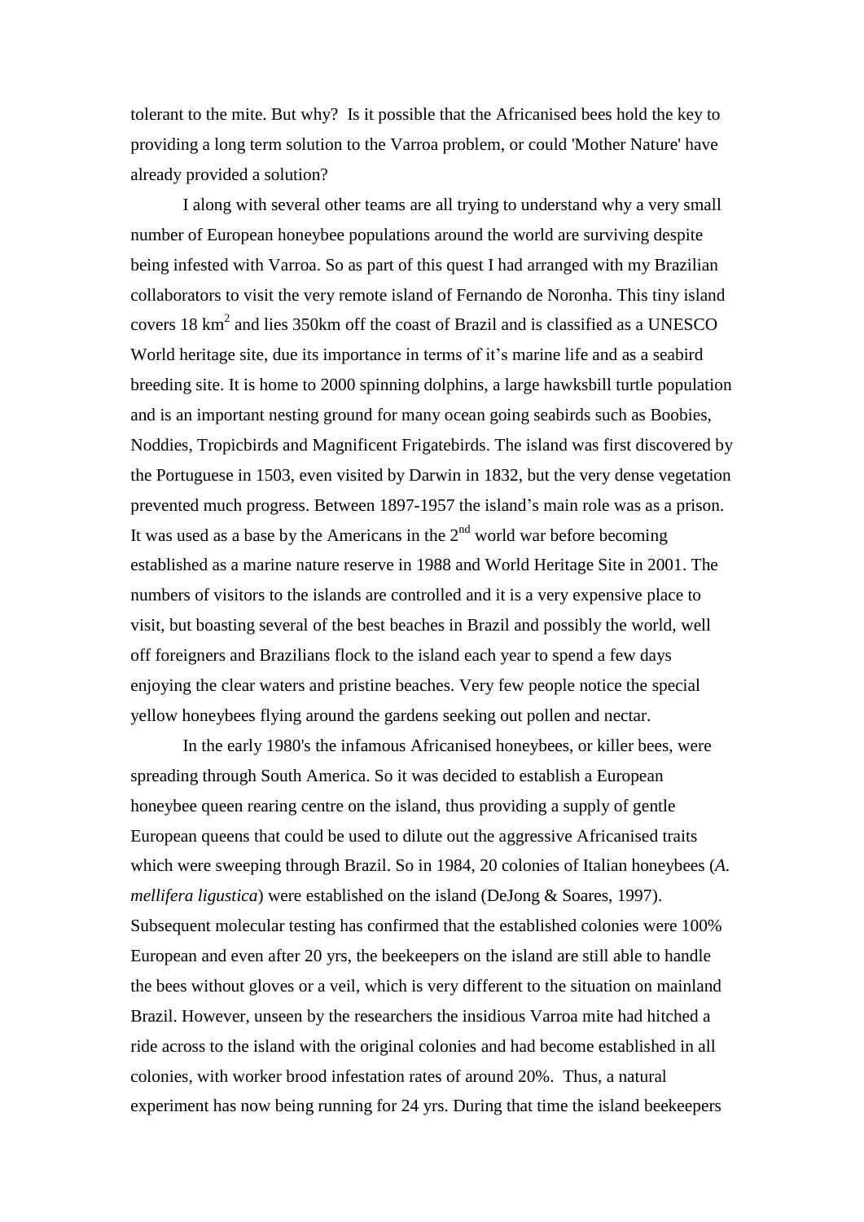tolerant to the mite. But why? Is it possible that the Africanised bees hold the key to providing a long term solution to the Varroa problem, or could 'Mother Nature' have already provided a solution?

I along with several other teams are all trying to understand why a very small number of European honeybee populations around the world are surviving despite being infested with Varroa. So as part of this quest I had arranged with my Brazilian collaborators to visit the very remote island of Fernando de Noronha. This tiny island covers 18 km$^2$ and lies 350km off the coast of Brazil and is classified as a UNESCO World heritage site, due its importance in terms of it's marine life and as a seabird breeding site. It is home to 2000 spinning dolphins, a large hawksbill turtle population and is an important nesting ground for many ocean going seabirds such as Boobies, Noddies, Tropicbirds and Magnificent Frigatebirds. The island was first discovered by the Portuguese in 1503, even visited by Darwin in 1832, but the very dense vegetation prevented much progress. Between 1897-1957 the island's main role was as a prison. It was used as a base by the Americans in the 2$^{nd}$ world war before becoming established as a marine nature reserve in 1988 and World Heritage Site in 2001. The numbers of visitors to the islands are controlled and it is a very expensive place to visit, but boasting several of the best beaches in Brazil and possibly the world, well off foreigners and Brazilians flock to the island each year to spend a few days enjoying the clear waters and pristine beaches. Very few people notice the special yellow honeybees flying around the gardens seeking out pollen and nectar.

In the early 1980's the infamous Africanised honeybees, or killer bees, were spreading through South America. So it was decided to establish a European honeybee queen rearing centre on the island, thus providing a supply of gentle European queens that could be used to dilute out the aggressive Africanised traits which were sweeping through Brazil. So in 1984, 20 colonies of Italian honeybees (*A. mellifera ligustica*) were established on the island (DeJong & Soares, 1997). Subsequent molecular testing has confirmed that the established colonies were 100% European and even after 20 yrs, the beekeepers on the island are still able to handle the bees without gloves or a veil, which is very different to the situation on mainland Brazil. However, unseen by the researchers the insidious Varroa mite had hitched a ride across to the island with the original colonies and had become established in all colonies, with worker brood infestation rates of around 20%. Thus, a natural experiment has now being running for 24 yrs. During that time the island beekeepers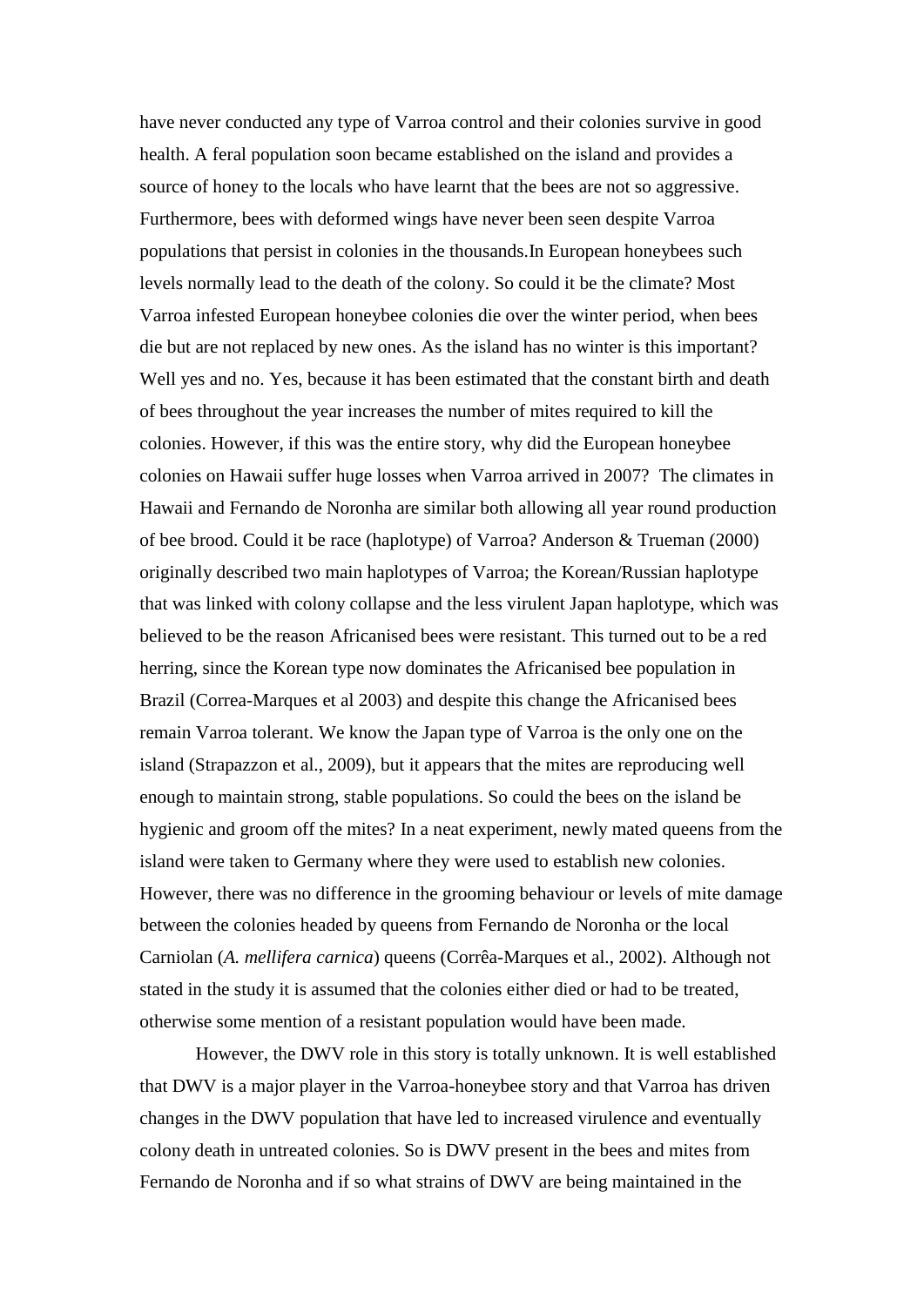have never conducted any type of Varroa control and their colonies survive in good health. A feral population soon became established on the island and provides a source of honey to the locals who have learnt that the bees are not so aggressive. Furthermore, bees with deformed wings have never been seen despite Varroa populations that persist in colonies in the thousands.In European honeybees such levels normally lead to the death of the colony. So could it be the climate? Most Varroa infested European honeybee colonies die over the winter period, when bees die but are not replaced by new ones. As the island has no winter is this important? Well yes and no. Yes, because it has been estimated that the constant birth and death of bees throughout the year increases the number of mites required to kill the colonies. However, if this was the entire story, why did the European honeybee colonies on Hawaii suffer huge losses when Varroa arrived in 2007? The climates in Hawaii and Fernando de Noronha are similar both allowing all year round production of bee brood. Could it be race (haplotype) of Varroa? Anderson & Trueman (2000) originally described two main haplotypes of Varroa; the Korean/Russian haplotype that was linked with colony collapse and the less virulent Japan haplotype, which was believed to be the reason Africanised bees were resistant. This turned out to be a red herring, since the Korean type now dominates the Africanised bee population in Brazil (Correa-Marques et al 2003) and despite this change the Africanised bees remain Varroa tolerant. We know the Japan type of Varroa is the only one on the island (Strapazzon et al., 2009), but it appears that the mites are reproducing well enough to maintain strong, stable populations. So could the bees on the island be hygienic and groom off the mites? In a neat experiment, newly mated queens from the island were taken to Germany where they were used to establish new colonies. However, there was no difference in the grooming behaviour or levels of mite damage between the colonies headed by queens from Fernando de Noronha or the local Carniolan (*A. mellifera carnica*) queens (Corrêa-Marques et al., 2002). Although not stated in the study it is assumed that the colonies either died or had to be treated, otherwise some mention of a resistant population would have been made.

However, the DWV role in this story is totally unknown. It is well established that DWV is a major player in the Varroa-honeybee story and that Varroa has driven changes in the DWV population that have led to increased virulence and eventually colony death in untreated colonies. So is DWV present in the bees and mites from Fernando de Noronha and if so what strains of DWV are being maintained in the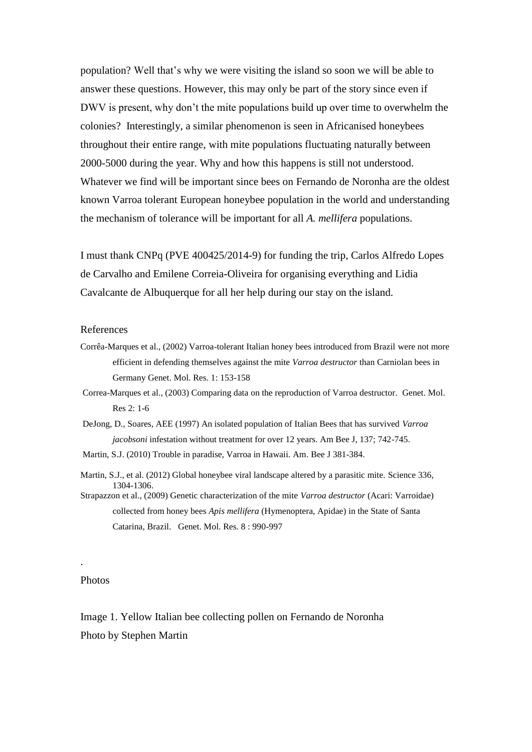population? Well that's why we were visiting the island so soon we will be able to answer these questions. However, this may only be part of the story since even if DWV is present, why don't the mite populations build up over time to overwhelm the colonies? Interestingly, a similar phenomenon is seen in Africanised honeybees throughout their entire range, with mite populations fluctuating naturally between 2000-5000 during the year. Why and how this happens is still not understood. Whatever we find will be important since bees on Fernando de Noronha are the oldest known Varroa tolerant European honeybee population in the world and understanding the mechanism of tolerance will be important for all *A. mellifera* populations.

I must thank CNPq (PVE 400425/2014-9) for funding the trip, Carlos Alfredo Lopes de Carvalho and Emilene Correia-Oliveira for organising everything and Lidia Cavalcante de Albuquerque for all her help during our stay on the island.

## References

Corrêa-Marques et al., (2002) Varroa-tolerant Italian honey bees introduced from Brazil were not more efficient in defending themselves against the mite *Varroa destructor* than Carniolan bees in Germany Genet. Mol. Res. 1: 153-158

Correa-Marques et al., (2003) Comparing data on the reproduction of Varroa destructor. Genet. Mol. Res 2: 1-6

DeJong, D., Soares, AEE (1997) An isolated population of Italian Bees that has survived *Varroa jacobsoni* infestation without treatment for over 12 years. Am Bee J, 137; 742-745.

Martin, S.J. (2010) Trouble in paradise, Varroa in Hawaii. Am. Bee J 381-384.

Martin, S.J., et al. (2012) Global honeybee viral landscape altered by a parasitic mite. Science 336, 1304-1306.

Strapazzon et al., (2009) Genetic characterization of the mite *Varroa destructor* (Acari: Varroidae) collected from honey bees *Apis mellifera* (Hymenoptera, Apidae) in the State of Santa Catarina, Brazil. Genet. Mol. Res. 8 : 990-997

.

## Photos

Image 1. Yellow Italian bee collecting pollen on Fernando de Noronha
Photo by Stephen Martin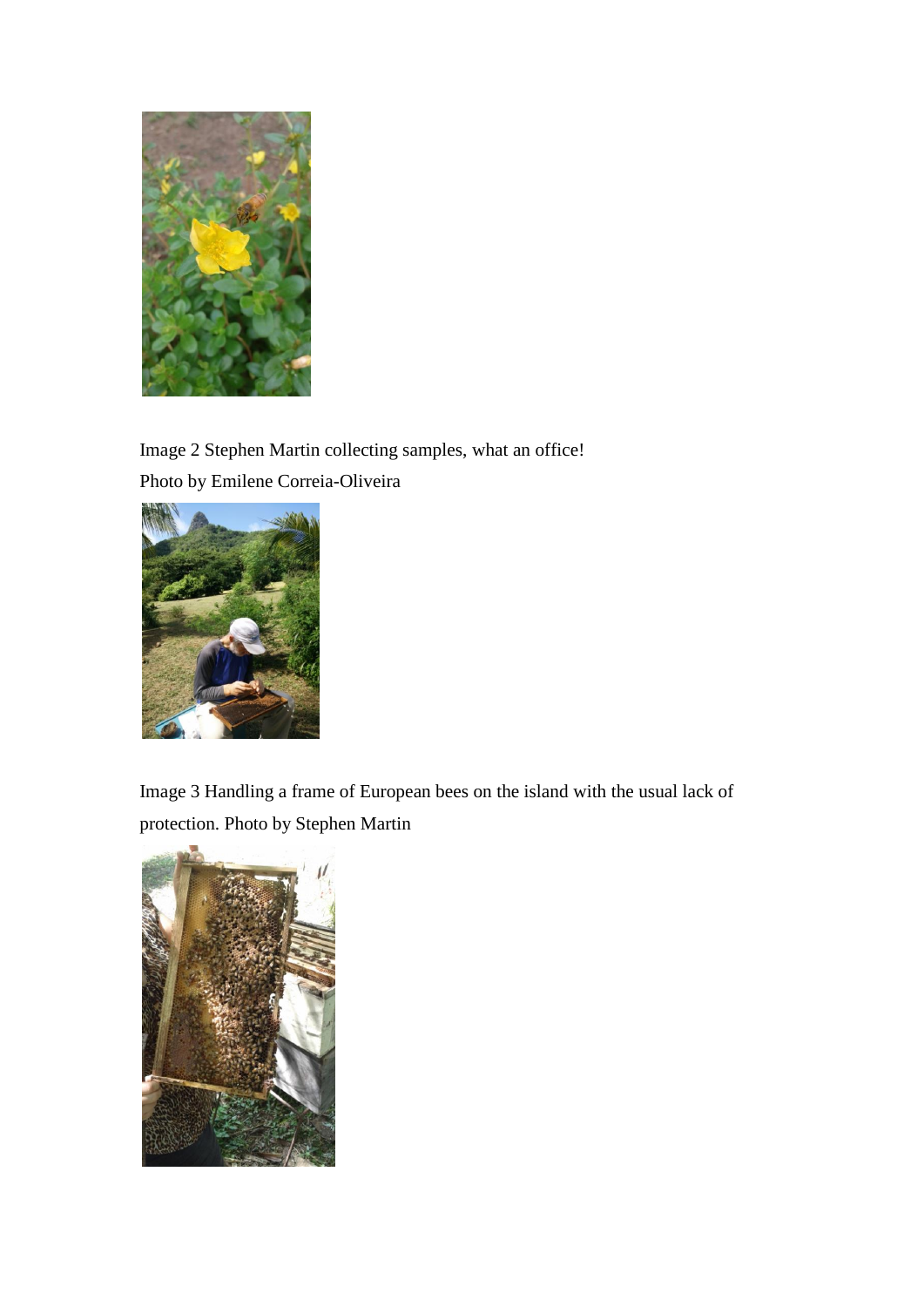Image 2 Stephen Martin collecting samples, what an office!
Photo by Emilene Correia-Oliveira

Image 3 Handling a frame of European bees on the island with the usual lack of protection. Photo by Stephen Martin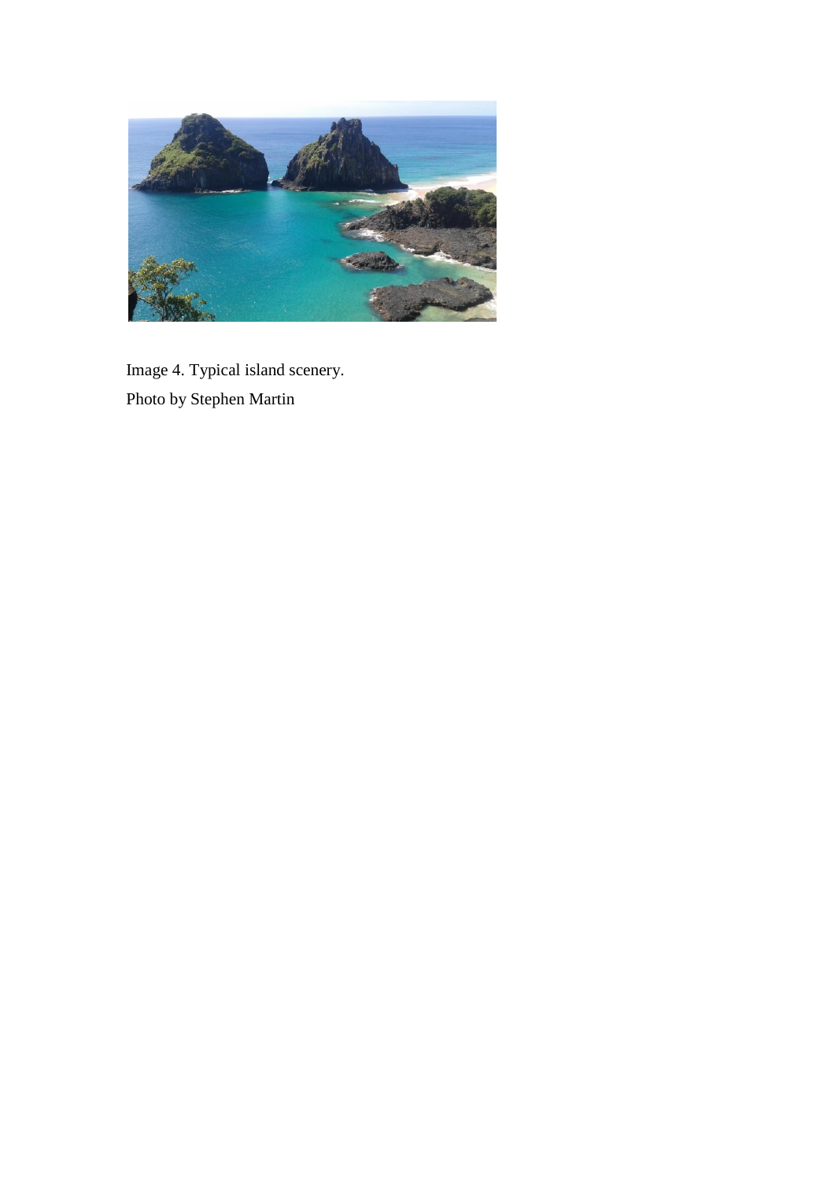Image 4. Typical island scenery.
Photo by Stephen Martin